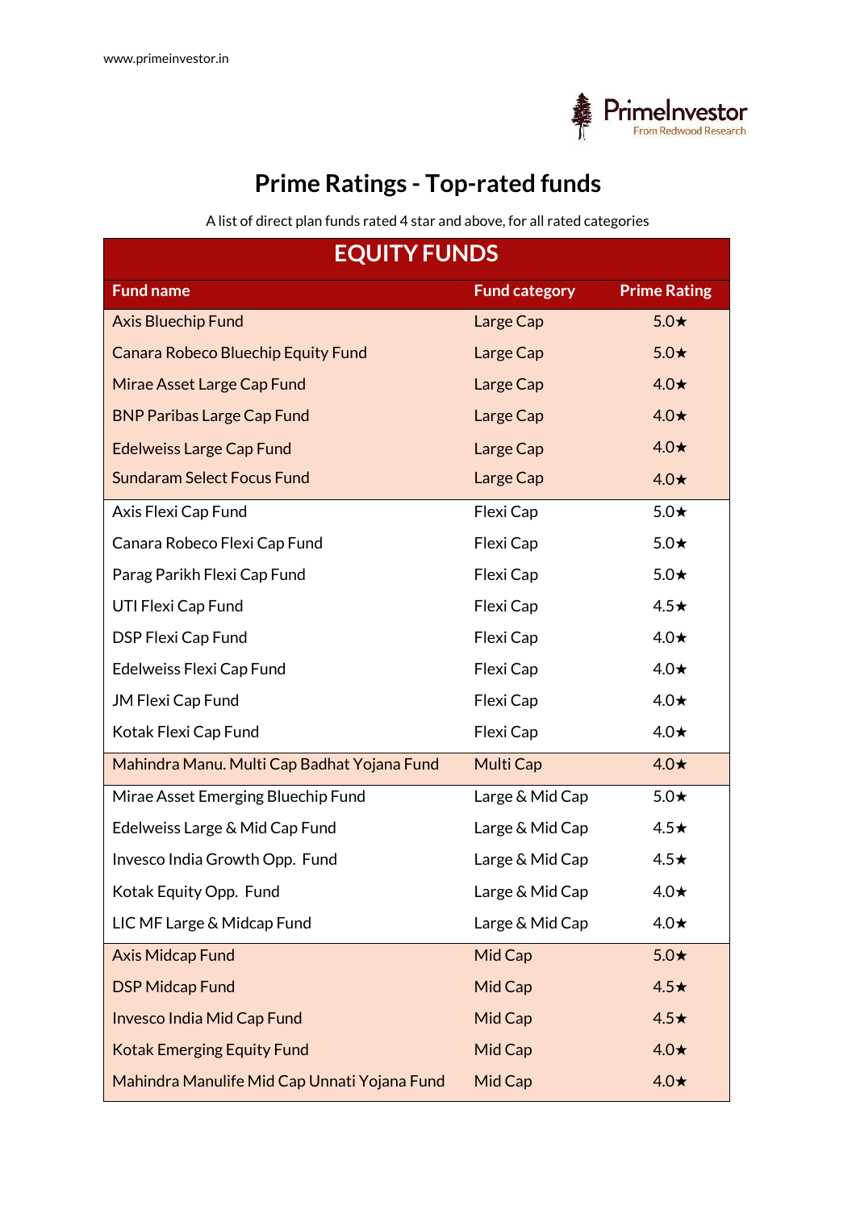# Prime Ratings - Top-rated funds

A list of direct plan funds rated 4 star and above, for all rated categories

## EQUITY FUNDS

| Fund name | Fund category | Prime Rating |
|---|---|---|
| Axis Bluechip Fund | Large Cap | 5.0★ |
| Canara Robeco Bluechip Equity Fund | Large Cap | 5.0★ |
| Mirae Asset Large Cap Fund | Large Cap | 4.0★ |
| BNP Paribas Large Cap Fund | Large Cap | 4.0★ |
| Edelweiss Large Cap Fund | Large Cap | 4.0★ |
| Sundaram Select Focus Fund | Large Cap | 4.0★ |
| Axis Flexi Cap Fund | Flexi Cap | 5.0★ |
| Canara Robeco Flexi Cap Fund | Flexi Cap | 5.0★ |
| Parag Parikh Flexi Cap Fund | Flexi Cap | 5.0★ |
| UTI Flexi Cap Fund | Flexi Cap | 4.5★ |
| DSP Flexi Cap Fund | Flexi Cap | 4.0★ |
| Edelweiss Flexi Cap Fund | Flexi Cap | 4.0★ |
| JM Flexi Cap Fund | Flexi Cap | 4.0★ |
| Kotak Flexi Cap Fund | Flexi Cap | 4.0★ |
| Mahindra Manu. Multi Cap Badhat Yojana Fund | Multi Cap | 4.0★ |
| Mirae Asset Emerging Bluechip Fund | Large & Mid Cap | 5.0★ |
| Edelweiss Large & Mid Cap Fund | Large & Mid Cap | 4.5★ |
| Invesco India Growth Opp. Fund | Large & Mid Cap | 4.5★ |
| Kotak Equity Opp. Fund | Large & Mid Cap | 4.0★ |
| LIC MF Large & Midcap Fund | Large & Mid Cap | 4.0★ |
| Axis Midcap Fund | Mid Cap | 5.0★ |
| DSP Midcap Fund | Mid Cap | 4.5★ |
| Invesco India Mid Cap Fund | Mid Cap | 4.5★ |
| Kotak Emerging Equity Fund | Mid Cap | 4.0★ |
| Mahindra Manulife Mid Cap Unnati Yojana Fund | Mid Cap | 4.0★ |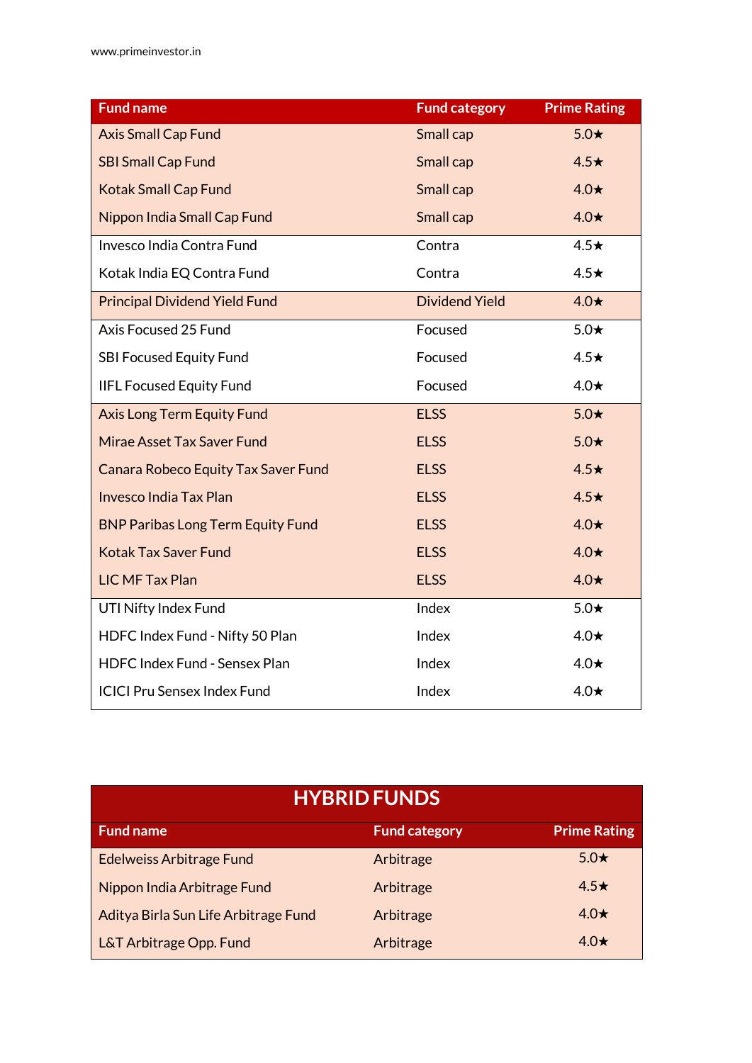| Fund name | Fund category | Prime Rating |
|---|---|---|
| Axis Small Cap Fund | Small cap | 5.0★ |
| SBI Small Cap Fund | Small cap | 4.5★ |
| Kotak Small Cap Fund | Small cap | 4.0★ |
| Nippon India Small Cap Fund | Small cap | 4.0★ |
| Invesco India Contra Fund | Contra | 4.5★ |
| Kotak India EQ Contra Fund | Contra | 4.5★ |
| Principal Dividend Yield Fund | Dividend Yield | 4.0★ |
| Axis Focused 25 Fund | Focused | 5.0★ |
| SBI Focused Equity Fund | Focused | 4.5★ |
| IIFL Focused Equity Fund | Focused | 4.0★ |
| Axis Long Term Equity Fund | ELSS | 5.0★ |
| Mirae Asset Tax Saver Fund | ELSS | 5.0★ |
| Canara Robeco Equity Tax Saver Fund | ELSS | 4.5★ |
| Invesco India Tax Plan | ELSS | 4.5★ |
| BNP Paribas Long Term Equity Fund | ELSS | 4.0★ |
| Kotak Tax Saver Fund | ELSS | 4.0★ |
| LIC MF Tax Plan | ELSS | 4.0★ |
| UTI Nifty Index Fund | Index | 5.0★ |
| HDFC Index Fund - Nifty 50 Plan | Index | 4.0★ |
| HDFC Index Fund - Sensex Plan | Index | 4.0★ |
| ICICI Pru Sensex Index Fund | Index | 4.0★ |

## HYBRID FUNDS

| Fund name | Fund category | Prime Rating |
|---|---|---|
| Edelweiss Arbitrage Fund | Arbitrage | 5.0★ |
| Nippon India Arbitrage Fund | Arbitrage | 4.5★ |
| Aditya Birla Sun Life Arbitrage Fund | Arbitrage | 4.0★ |
| L&T Arbitrage Opp. Fund | Arbitrage | 4.0★ |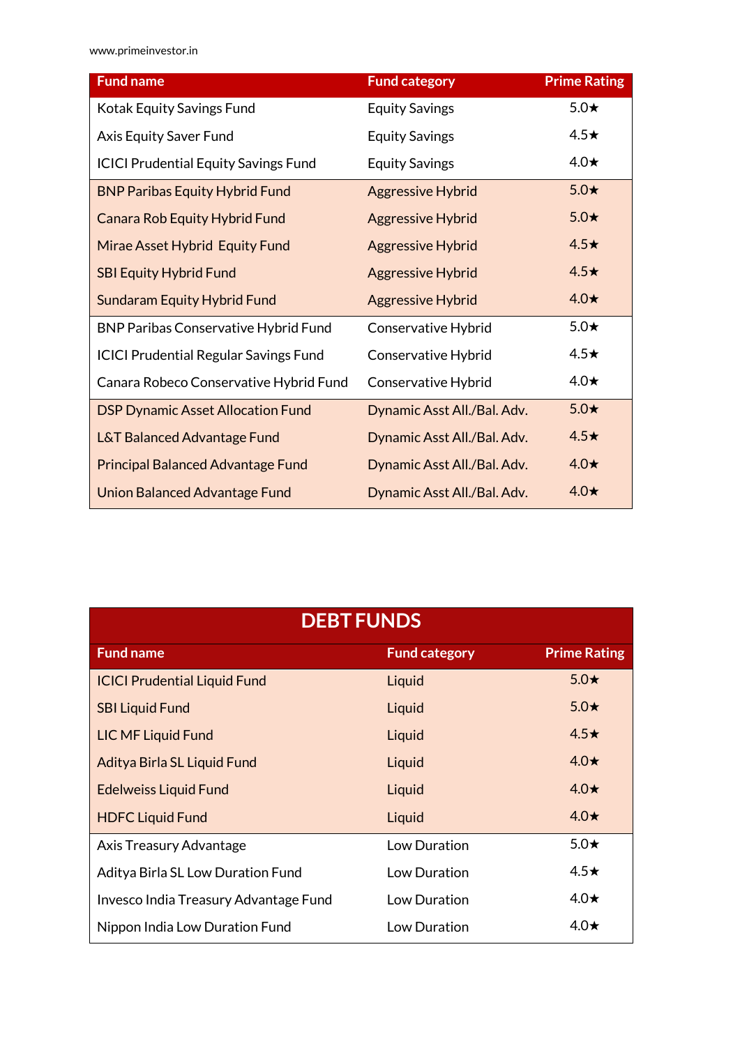| Fund name | Fund category | Prime Rating |
|---|---|---|
| Kotak Equity Savings Fund | Equity Savings | 5.0★ |
| Axis Equity Saver Fund | Equity Savings | 4.5★ |
| ICICI Prudential Equity Savings Fund | Equity Savings | 4.0★ |
| BNP Paribas Equity Hybrid Fund | Aggressive Hybrid | 5.0★ |
| Canara Rob Equity Hybrid Fund | Aggressive Hybrid | 5.0★ |
| Mirae Asset Hybrid Equity Fund | Aggressive Hybrid | 4.5★ |
| SBI Equity Hybrid Fund | Aggressive Hybrid | 4.5★ |
| Sundaram Equity Hybrid Fund | Aggressive Hybrid | 4.0★ |
| BNP Paribas Conservative Hybrid Fund | Conservative Hybrid | 5.0★ |
| ICICI Prudential Regular Savings Fund | Conservative Hybrid | 4.5★ |
| Canara Robeco Conservative Hybrid Fund | Conservative Hybrid | 4.0★ |
| DSP Dynamic Asset Allocation Fund | Dynamic Asst All./Bal. Adv. | 5.0★ |
| L&T Balanced Advantage Fund | Dynamic Asst All./Bal. Adv. | 4.5★ |
| Principal Balanced Advantage Fund | Dynamic Asst All./Bal. Adv. | 4.0★ |
| Union Balanced Advantage Fund | Dynamic Asst All./Bal. Adv. | 4.0★ |

## DEBT FUNDS

| Fund name | Fund category | Prime Rating |
|---|---|---|
| ICICI Prudential Liquid Fund | Liquid | 5.0★ |
| SBI Liquid Fund | Liquid | 5.0★ |
| LIC MF Liquid Fund | Liquid | 4.5★ |
| Aditya Birla SL Liquid Fund | Liquid | 4.0★ |
| Edelweiss Liquid Fund | Liquid | 4.0★ |
| HDFC Liquid Fund | Liquid | 4.0★ |
| Axis Treasury Advantage | Low Duration | 5.0★ |
| Aditya Birla SL Low Duration Fund | Low Duration | 4.5★ |
| Invesco India Treasury Advantage Fund | Low Duration | 4.0★ |
| Nippon India Low Duration Fund | Low Duration | 4.0★ |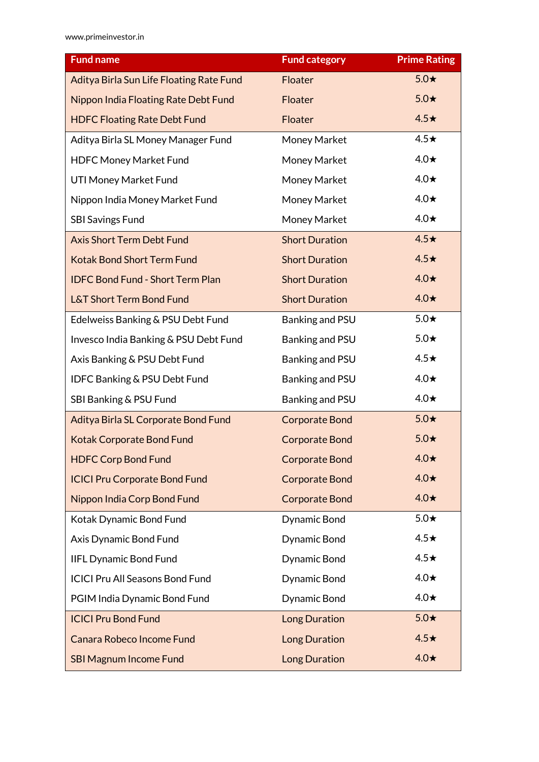| Fund name | Fund category | Prime Rating |
|---|---|---|
| Aditya Birla Sun Life Floating Rate Fund | Floater | 5.0★ |
| Nippon India Floating Rate Debt Fund | Floater | 5.0★ |
| HDFC Floating Rate Debt Fund | Floater | 4.5★ |
| Aditya Birla SL Money Manager Fund | Money Market | 4.5★ |
| HDFC Money Market Fund | Money Market | 4.0★ |
| UTI Money Market Fund | Money Market | 4.0★ |
| Nippon India Money Market Fund | Money Market | 4.0★ |
| SBI Savings Fund | Money Market | 4.0★ |
| Axis Short Term Debt Fund | Short Duration | 4.5★ |
| Kotak Bond Short Term Fund | Short Duration | 4.5★ |
| IDFC Bond Fund - Short Term Plan | Short Duration | 4.0★ |
| L&T Short Term Bond Fund | Short Duration | 4.0★ |
| Edelweiss Banking & PSU Debt Fund | Banking and PSU | 5.0★ |
| Invesco India Banking & PSU Debt Fund | Banking and PSU | 5.0★ |
| Axis Banking & PSU Debt Fund | Banking and PSU | 4.5★ |
| IDFC Banking & PSU Debt Fund | Banking and PSU | 4.0★ |
| SBI Banking & PSU Fund | Banking and PSU | 4.0★ |
| Aditya Birla SL Corporate Bond Fund | Corporate Bond | 5.0★ |
| Kotak Corporate Bond Fund | Corporate Bond | 5.0★ |
| HDFC Corp Bond Fund | Corporate Bond | 4.0★ |
| ICICI Pru Corporate Bond Fund | Corporate Bond | 4.0★ |
| Nippon India Corp Bond Fund | Corporate Bond | 4.0★ |
| Kotak Dynamic Bond Fund | Dynamic Bond | 5.0★ |
| Axis Dynamic Bond Fund | Dynamic Bond | 4.5★ |
| IIFL Dynamic Bond Fund | Dynamic Bond | 4.5★ |
| ICICI Pru All Seasons Bond Fund | Dynamic Bond | 4.0★ |
| PGIM India Dynamic Bond Fund | Dynamic Bond | 4.0★ |
| ICICI Pru Bond Fund | Long Duration | 5.0★ |
| Canara Robeco Income Fund | Long Duration | 4.5★ |
| SBI Magnum Income Fund | Long Duration | 4.0★ |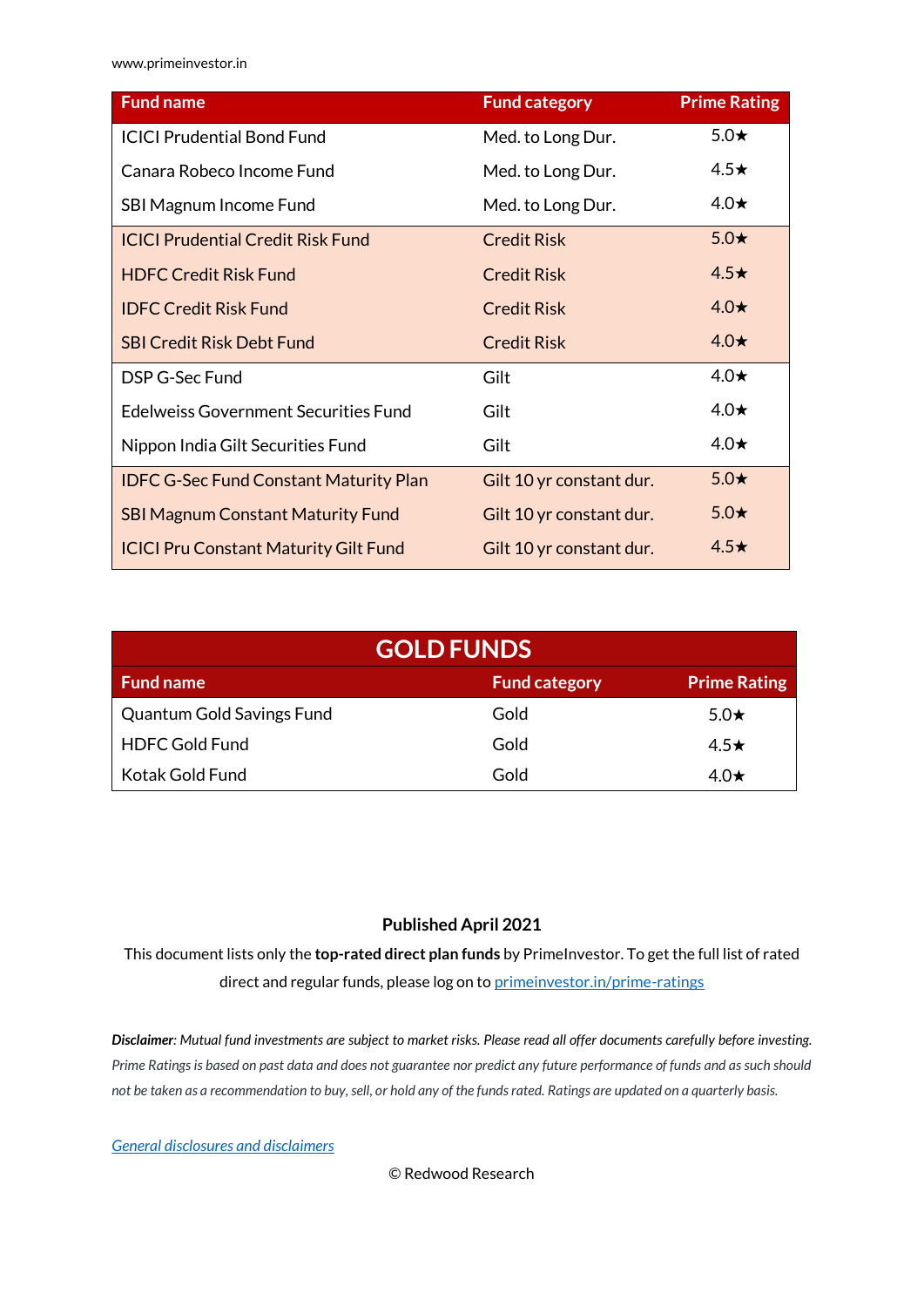| Fund name | Fund category | Prime Rating |
|---|---|---|
| ICICI Prudential Bond Fund | Med. to Long Dur. | 5.0★ |
| Canara Robeco Income Fund | Med. to Long Dur. | 4.5★ |
| SBI Magnum Income Fund | Med. to Long Dur. | 4.0★ |
| ICICI Prudential Credit Risk Fund | Credit Risk | 5.0★ |
| HDFC Credit Risk Fund | Credit Risk | 4.5★ |
| IDFC Credit Risk Fund | Credit Risk | 4.0★ |
| SBI Credit Risk Debt Fund | Credit Risk | 4.0★ |
| DSP G-Sec Fund | Gilt | 4.0★ |
| Edelweiss Government Securities Fund | Gilt | 4.0★ |
| Nippon India Gilt Securities Fund | Gilt | 4.0★ |
| IDFC G-Sec Fund Constant Maturity Plan | Gilt 10 yr constant dur. | 5.0★ |
| SBI Magnum Constant Maturity Fund | Gilt 10 yr constant dur. | 5.0★ |
| ICICI Pru Constant Maturity Gilt Fund | Gilt 10 yr constant dur. | 4.5★ |

| GOLD FUNDS | | |
|---|---|---|
| **Fund name** | **Fund category** | **Prime Rating** |
| Quantum Gold Savings Fund | Gold | 5.0★ |
| HDFC Gold Fund | Gold | 4.5★ |
| Kotak Gold Fund | Gold | 4.0★ |

**Published April 2021**

This document lists only the **top-rated direct plan funds** by PrimeInvestor. To get the full list of rated direct and regular funds, please log on to [primeinvestor.in/prime-ratings](primeinvestor.in/prime-ratings)

***Disclaimer***: *Mutual fund investments are subject to market risks. Please read all offer documents carefully before investing. Prime Ratings is based on past data and does not guarantee nor predict any future performance of funds and as such should not be taken as a recommendation to buy, sell, or hold any of the funds rated. Ratings are updated on a quarterly basis.*

*General disclosures and disclaimers*

© Redwood Research